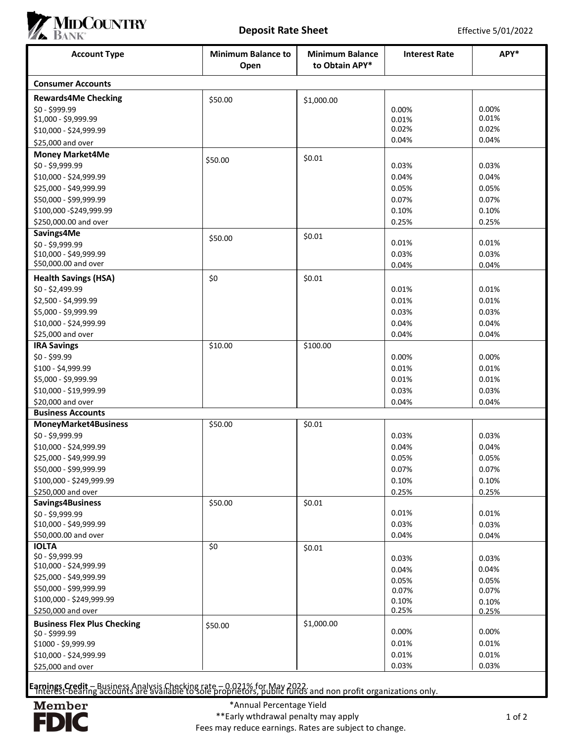# MidCountry Bank

## Deposit Rate Sheet

Effective 5/01/2022

| Account Type | Minimum Balance to Open | Minimum Balance to Obtain APY* | Interest Rate | APY* |
|---|---|---|---|---|
| **Consumer Accounts** | | | | |
| **Rewards4Me Checking** | $50.00 | $1,000.00 | | |
| $0 - $999.99 | | | 0.00% | 0.00% |
| $1,000 - $9,999.99 | | | 0.01% | 0.01% |
| $10,000 - $24,999.99 | | | 0.02% | 0.02% |
| $25,000 and over | | | 0.04% | 0.04% |
| **Money Market4Me** | $50.00 | $0.01 | | |
| $0 - $9,999.99 | | | 0.03% | 0.03% |
| $10,000 - $24,999.99 | | | 0.04% | 0.04% |
| $25,000 - $49,999.99 | | | 0.05% | 0.05% |
| $50,000 - $99,999.99 | | | 0.07% | 0.07% |
| $100,000 -$249,999.99 | | | 0.10% | 0.10% |
| $250,000.00 and over | | | 0.25% | 0.25% |
| **Savings4Me** | $50.00 | $0.01 | | |
| $0 - $9,999.99 | | | 0.01% | 0.01% |
| $10,000 - $49,999.99 | | | 0.03% | 0.03% |
| $50,000.00 and over | | | 0.04% | 0.04% |
| **Health Savings (HSA)** | $0 | $0.01 | | |
| $0 - $2,499.99 | | | 0.01% | 0.01% |
| $2,500 - $4,999.99 | | | 0.01% | 0.01% |
| $5,000 - $9,999.99 | | | 0.03% | 0.03% |
| $10,000 - $24,999.99 | | | 0.04% | 0.04% |
| $25,000 and over | | | 0.04% | 0.04% |
| **IRA Savings** | $10.00 | $100.00 | | |
| $0 - $99.99 | | | 0.00% | 0.00% |
| $100 - $4,999.99 | | | 0.01% | 0.01% |
| $5,000 - $9,999.99 | | | 0.01% | 0.01% |
| $10,000 - $19,999.99 | | | 0.03% | 0.03% |
| $20,000 and over | | | 0.04% | 0.04% |
| **Business Accounts** | | | | |
| **MoneyMarket4Business** | $50.00 | $0.01 | | |
| $0 - $9,999.99 | | | 0.03% | 0.03% |
| $10,000 - $24,999.99 | | | 0.04% | 0.04% |
| $25,000 - $49,999.99 | | | 0.05% | 0.05% |
| $50,000 - $99,999.99 | | | 0.07% | 0.07% |
| $100,000 - $249,999.99 | | | 0.10% | 0.10% |
| $250,000 and over | | | 0.25% | 0.25% |
| **Savings4Business** | $50.00 | $0.01 | | |
| $0 - $9,999.99 | | | 0.01% | 0.01% |
| $10,000 - $49,999.99 | | | 0.03% | 0.03% |
| $50,000.00 and over | | | 0.04% | 0.04% |
| **IOLTA** | $0 | $0.01 | | |
| $0 - $9,999.99 | | | 0.03% | 0.03% |
| $10,000 - $24,999.99 | | | 0.04% | 0.04% |
| $25,000 - $49,999.99 | | | 0.05% | 0.05% |
| $50,000 - $99,999.99 | | | 0.07% | 0.07% |
| $100,000 - $249,999.99 | | | 0.10% | 0.10% |
| $250,000 and over | | | 0.25% | 0.25% |
| **Business Flex Plus Checking** | $50.00 | $1,000.00 | | |
| $0 - $999.99 | | | 0.00% | 0.00% |
| $1000 - $9,999.99 | | | 0.01% | 0.01% |
| $10,000 - $24,999.99 | | | 0.01% | 0.01% |
| $25,000 and over | | | 0.03% | 0.03% |

**Earnings Credit** – Business Analysis Checking rate – 0.021% for May 2022.

Interest-bearing accounts are available to sole proprietors, public funds and non profit organizations only.

Member FDIC

*Annual Percentage Yield

**Early wthdrawal penalty may apply

Fees may reduce earnings. Rates are subject to change.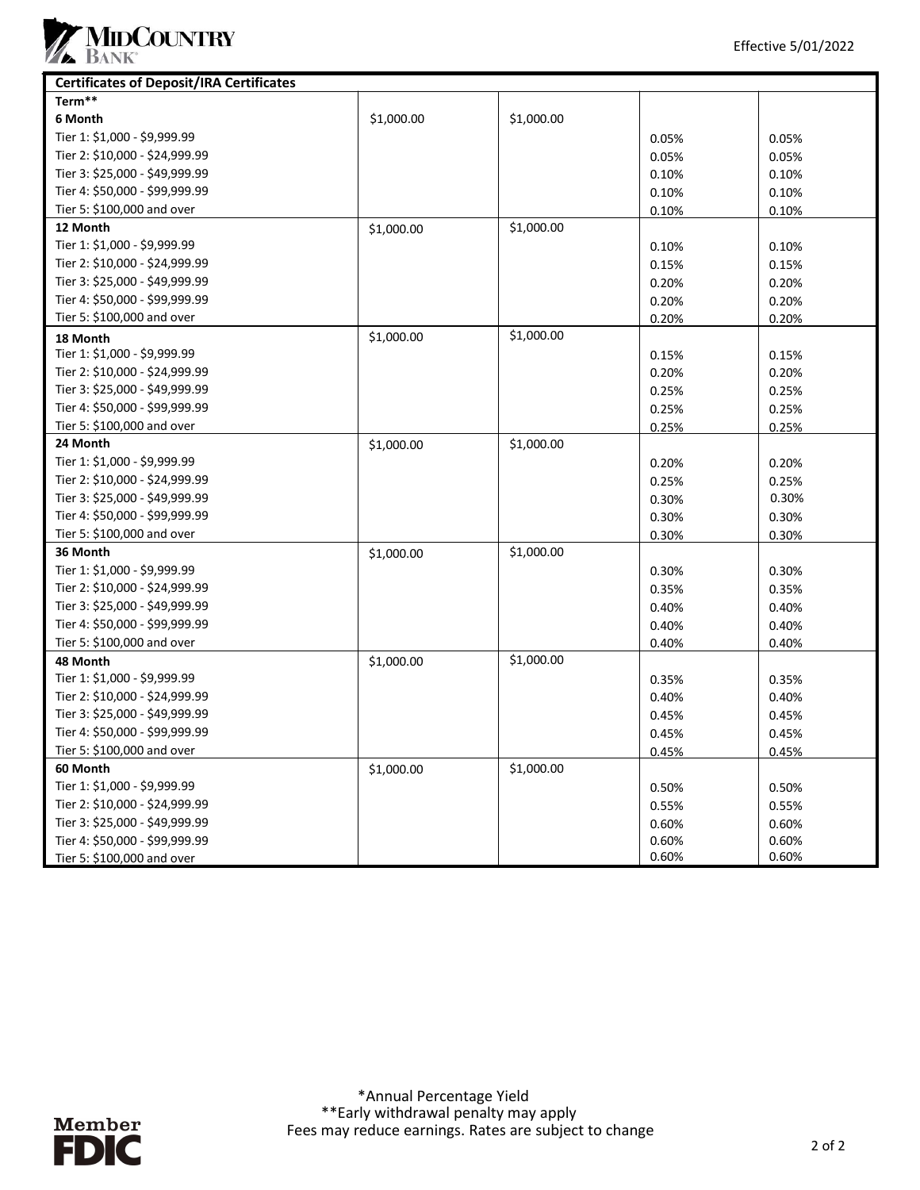MidCountry Bank

Effective 5/01/2022

| Certificates of Deposit/IRA Certificates | | | | |
|---|---|---|---|---|
| Term** | | | | |
| **6 Month** | $1,000.00 | $1,000.00 | | |
| Tier 1: $1,000 - $9,999.99 | | | 0.05% | 0.05% |
| Tier 2: $10,000 - $24,999.99 | | | 0.05% | 0.05% |
| Tier 3: $25,000 - $49,999.99 | | | 0.10% | 0.10% |
| Tier 4: $50,000 - $99,999.99 | | | 0.10% | 0.10% |
| Tier 5: $100,000 and over | | | 0.10% | 0.10% |
| **12 Month** | $1,000.00 | $1,000.00 | | |
| Tier 1: $1,000 - $9,999.99 | | | 0.10% | 0.10% |
| Tier 2: $10,000 - $24,999.99 | | | 0.15% | 0.15% |
| Tier 3: $25,000 - $49,999.99 | | | 0.20% | 0.20% |
| Tier 4: $50,000 - $99,999.99 | | | 0.20% | 0.20% |
| Tier 5: $100,000 and over | | | 0.20% | 0.20% |
| **18 Month** | $1,000.00 | $1,000.00 | | |
| Tier 1: $1,000 - $9,999.99 | | | 0.15% | 0.15% |
| Tier 2: $10,000 - $24,999.99 | | | 0.20% | 0.20% |
| Tier 3: $25,000 - $49,999.99 | | | 0.25% | 0.25% |
| Tier 4: $50,000 - $99,999.99 | | | 0.25% | 0.25% |
| Tier 5: $100,000 and over | | | 0.25% | 0.25% |
| **24 Month** | $1,000.00 | $1,000.00 | | |
| Tier 1: $1,000 - $9,999.99 | | | 0.20% | 0.20% |
| Tier 2: $10,000 - $24,999.99 | | | 0.25% | 0.25% |
| Tier 3: $25,000 - $49,999.99 | | | 0.30% | 0.30% |
| Tier 4: $50,000 - $99,999.99 | | | 0.30% | 0.30% |
| Tier 5: $100,000 and over | | | 0.30% | 0.30% |
| **36 Month** | $1,000.00 | $1,000.00 | | |
| Tier 1: $1,000 - $9,999.99 | | | 0.30% | 0.30% |
| Tier 2: $10,000 - $24,999.99 | | | 0.35% | 0.35% |
| Tier 3: $25,000 - $49,999.99 | | | 0.40% | 0.40% |
| Tier 4: $50,000 - $99,999.99 | | | 0.40% | 0.40% |
| Tier 5: $100,000 and over | | | 0.40% | 0.40% |
| **48 Month** | $1,000.00 | $1,000.00 | | |
| Tier 1: $1,000 - $9,999.99 | | | 0.35% | 0.35% |
| Tier 2: $10,000 - $24,999.99 | | | 0.40% | 0.40% |
| Tier 3: $25,000 - $49,999.99 | | | 0.45% | 0.45% |
| Tier 4: $50,000 - $99,999.99 | | | 0.45% | 0.45% |
| Tier 5: $100,000 and over | | | 0.45% | 0.45% |
| **60 Month** | $1,000.00 | $1,000.00 | | |
| Tier 1: $1,000 - $9,999.99 | | | 0.50% | 0.50% |
| Tier 2: $10,000 - $24,999.99 | | | 0.55% | 0.55% |
| Tier 3: $25,000 - $49,999.99 | | | 0.60% | 0.60% |
| Tier 4: $50,000 - $99,999.99 | | | 0.60% | 0.60% |
| Tier 5: $100,000 and over | | | 0.60% | 0.60% |

*Annual Percentage Yield
**Early withdrawal penalty may apply
Fees may reduce earnings. Rates are subject to change

Member FDIC